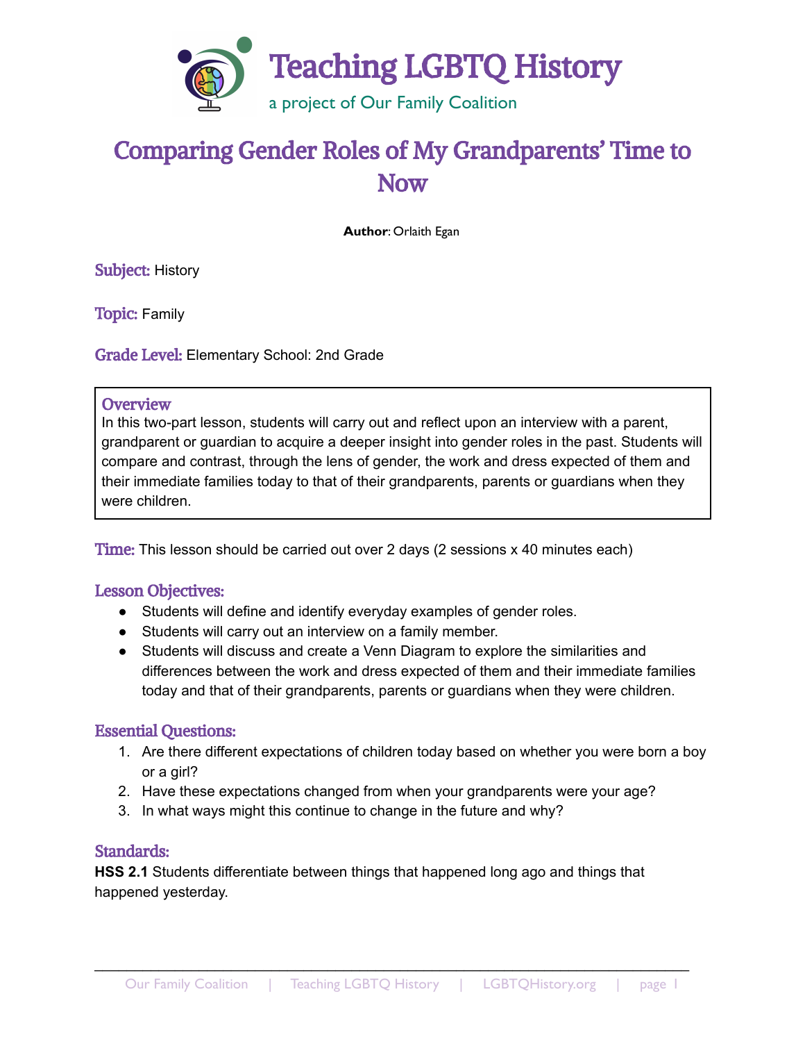# Teaching LGBTQ History

a project of Our Family Coalition

# Comparing Gender Roles of My Grandparents' Time to Now

**Author**: Orlaith Egan

**Subject:** History

**Topic:** Family

**Grade Level:** Elementary School: 2nd Grade

## Overview

In this two-part lesson, students will carry out and reflect upon an interview with a parent, grandparent or guardian to acquire a deeper insight into gender roles in the past. Students will compare and contrast, through the lens of gender, the work and dress expected of them and their immediate families today to that of their grandparents, parents or guardians when they were children.

**Time:** This lesson should be carried out over 2 days (2 sessions x 40 minutes each)

## Lesson Objectives:

- Students will define and identify everyday examples of gender roles.
- Students will carry out an interview on a family member.
- Students will discuss and create a Venn Diagram to explore the similarities and differences between the work and dress expected of them and their immediate families today and that of their grandparents, parents or guardians when they were children.

## Essential Questions:

1. Are there different expectations of children today based on whether you were born a boy or a girl?
2. Have these expectations changed from when your grandparents were your age?
3. In what ways might this continue to change in the future and why?

## Standards:

**HSS 2.1** Students differentiate between things that happened long ago and things that happened yesterday.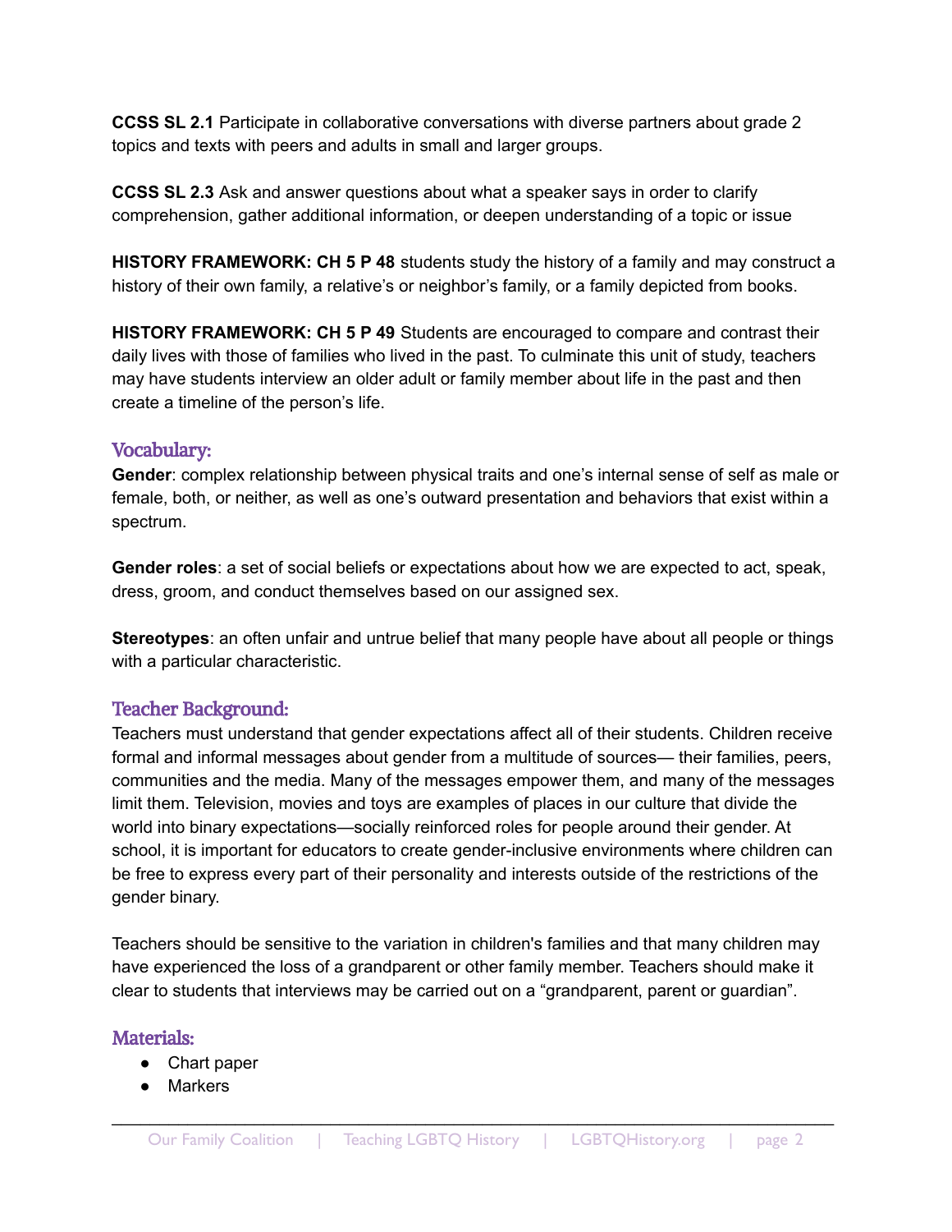**CCSS SL 2.1** Participate in collaborative conversations with diverse partners about grade 2 topics and texts with peers and adults in small and larger groups.

**CCSS SL 2.3** Ask and answer questions about what a speaker says in order to clarify comprehension, gather additional information, or deepen understanding of a topic or issue

**HISTORY FRAMEWORK: CH 5 P 48** students study the history of a family and may construct a history of their own family, a relative's or neighbor's family, or a family depicted from books.

**HISTORY FRAMEWORK: CH 5 P 49** Students are encouraged to compare and contrast their daily lives with those of families who lived in the past. To culminate this unit of study, teachers may have students interview an older adult or family member about life in the past and then create a timeline of the person's life.

## Vocabulary:

**Gender**: complex relationship between physical traits and one's internal sense of self as male or female, both, or neither, as well as one's outward presentation and behaviors that exist within a spectrum.

**Gender roles**: a set of social beliefs or expectations about how we are expected to act, speak, dress, groom, and conduct themselves based on our assigned sex.

**Stereotypes**: an often unfair and untrue belief that many people have about all people or things with a particular characteristic.

## Teacher Background:

Teachers must understand that gender expectations affect all of their students. Children receive formal and informal messages about gender from a multitude of sources— their families, peers, communities and the media. Many of the messages empower them, and many of the messages limit them. Television, movies and toys are examples of places in our culture that divide the world into binary expectations—socially reinforced roles for people around their gender. At school, it is important for educators to create gender-inclusive environments where children can be free to express every part of their personality and interests outside of the restrictions of the gender binary.

Teachers should be sensitive to the variation in children's families and that many children may have experienced the loss of a grandparent or other family member. Teachers should make it clear to students that interviews may be carried out on a "grandparent, parent or guardian".

## Materials:

- Chart paper
- Markers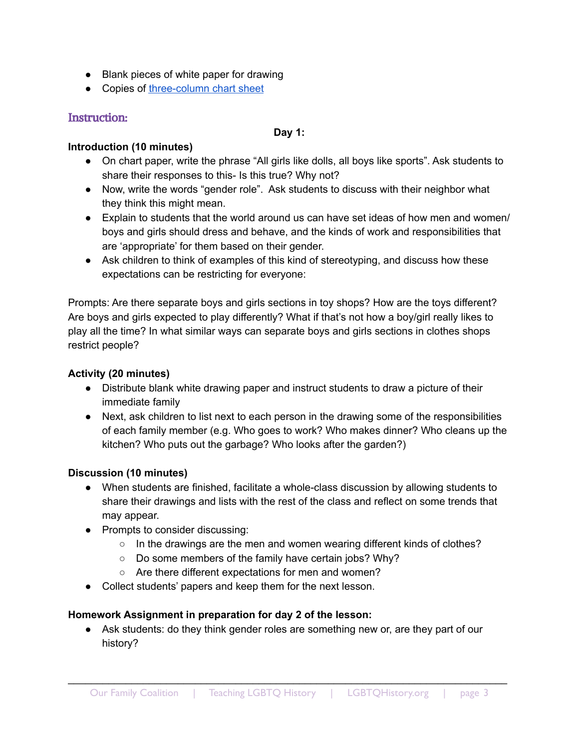- Blank pieces of white paper for drawing
- Copies of three-column chart sheet

## Instruction:

**Day 1:**

**Introduction (10 minutes)**

- On chart paper, write the phrase "All girls like dolls, all boys like sports". Ask students to share their responses to this- Is this true? Why not?
- Now, write the words "gender role". Ask students to discuss with their neighbor what they think this might mean.
- Explain to students that the world around us can have set ideas of how men and women/ boys and girls should dress and behave, and the kinds of work and responsibilities that are 'appropriate' for them based on their gender.
- Ask children to think of examples of this kind of stereotyping, and discuss how these expectations can be restricting for everyone:

Prompts: Are there separate boys and girls sections in toy shops? How are the toys different? Are boys and girls expected to play differently? What if that's not how a boy/girl really likes to play all the time? In what similar ways can separate boys and girls sections in clothes shops restrict people?

**Activity (20 minutes)**

- Distribute blank white drawing paper and instruct students to draw a picture of their immediate family
- Next, ask children to list next to each person in the drawing some of the responsibilities of each family member (e.g. Who goes to work? Who makes dinner? Who cleans up the kitchen? Who puts out the garbage? Who looks after the garden?)

**Discussion (10 minutes)**

- When students are finished, facilitate a whole-class discussion by allowing students to share their drawings and lists with the rest of the class and reflect on some trends that may appear.
- Prompts to consider discussing:
  - In the drawings are the men and women wearing different kinds of clothes?
  - Do some members of the family have certain jobs? Why?
  - Are there different expectations for men and women?
- Collect students' papers and keep them for the next lesson.

**Homework Assignment in preparation for day 2 of the lesson:**

- Ask students: do they think gender roles are something new or, are they part of our history?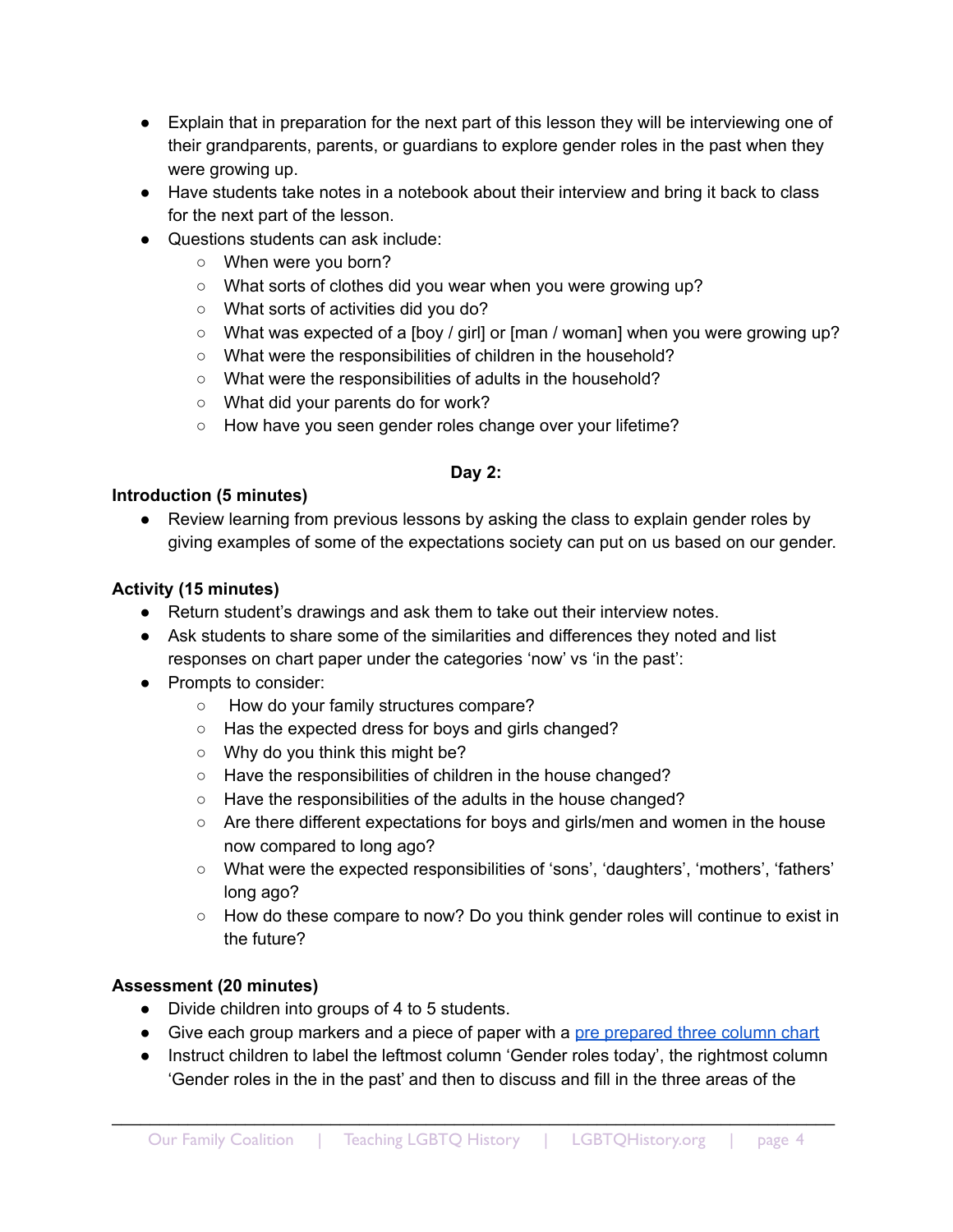- Explain that in preparation for the next part of this lesson they will be interviewing one of their grandparents, parents, or guardians to explore gender roles in the past when they were growing up.
- Have students take notes in a notebook about their interview and bring it back to class for the next part of the lesson.
- Questions students can ask include:
    - When were you born?
    - What sorts of clothes did you wear when you were growing up?
    - What sorts of activities did you do?
    - What was expected of a [boy / girl] or [man / woman] when you were growing up?
    - What were the responsibilities of children in the household?
    - What were the responsibilities of adults in the household?
    - What did your parents do for work?
    - How have you seen gender roles change over your lifetime?

**Day 2:**

**Introduction (5 minutes)**

- Review learning from previous lessons by asking the class to explain gender roles by giving examples of some of the expectations society can put on us based on our gender.

**Activity (15 minutes)**

- Return student's drawings and ask them to take out their interview notes.
- Ask students to share some of the similarities and differences they noted and list responses on chart paper under the categories 'now' vs 'in the past':
- Prompts to consider:
    - How do your family structures compare?
    - Has the expected dress for boys and girls changed?
    - Why do you think this might be?
    - Have the responsibilities of children in the house changed?
    - Have the responsibilities of the adults in the house changed?
    - Are there different expectations for boys and girls/men and women in the house now compared to long ago?
    - What were the expected responsibilities of 'sons', 'daughters', 'mothers', 'fathers' long ago?
    - How do these compare to now? Do you think gender roles will continue to exist in the future?

**Assessment (20 minutes)**

- Divide children into groups of 4 to 5 students.
- Give each group markers and a piece of paper with a pre prepared three column chart
- Instruct children to label the leftmost column 'Gender roles today', the rightmost column 'Gender roles in the in the past' and then to discuss and fill in the three areas of the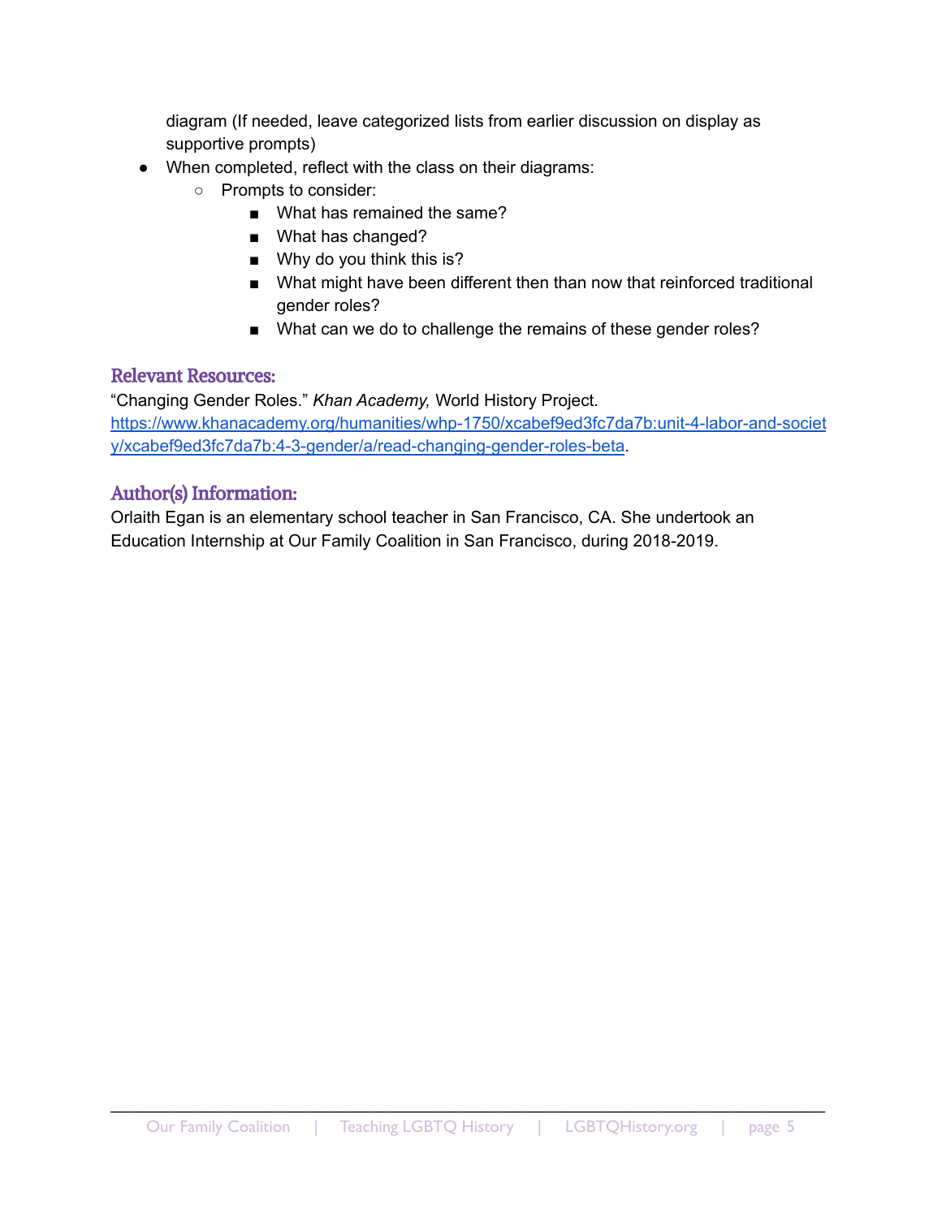diagram (If needed, leave categorized lists from earlier discussion on display as supportive prompts)

- When completed, reflect with the class on their diagrams:
  - Prompts to consider:
    - What has remained the same?
    - What has changed?
    - Why do you think this is?
    - What might have been different then than now that reinforced traditional gender roles?
    - What can we do to challenge the remains of these gender roles?

## Relevant Resources:

"Changing Gender Roles." *Khan Academy,* World History Project. https://www.khanacademy.org/humanities/whp-1750/xcabef9ed3fc7da7b:unit-4-labor-and-society/xcabef9ed3fc7da7b:4-3-gender/a/read-changing-gender-roles-beta.

## Author(s) Information:

Orlaith Egan is an elementary school teacher in San Francisco, CA. She undertook an Education Internship at Our Family Coalition in San Francisco, during 2018-2019.